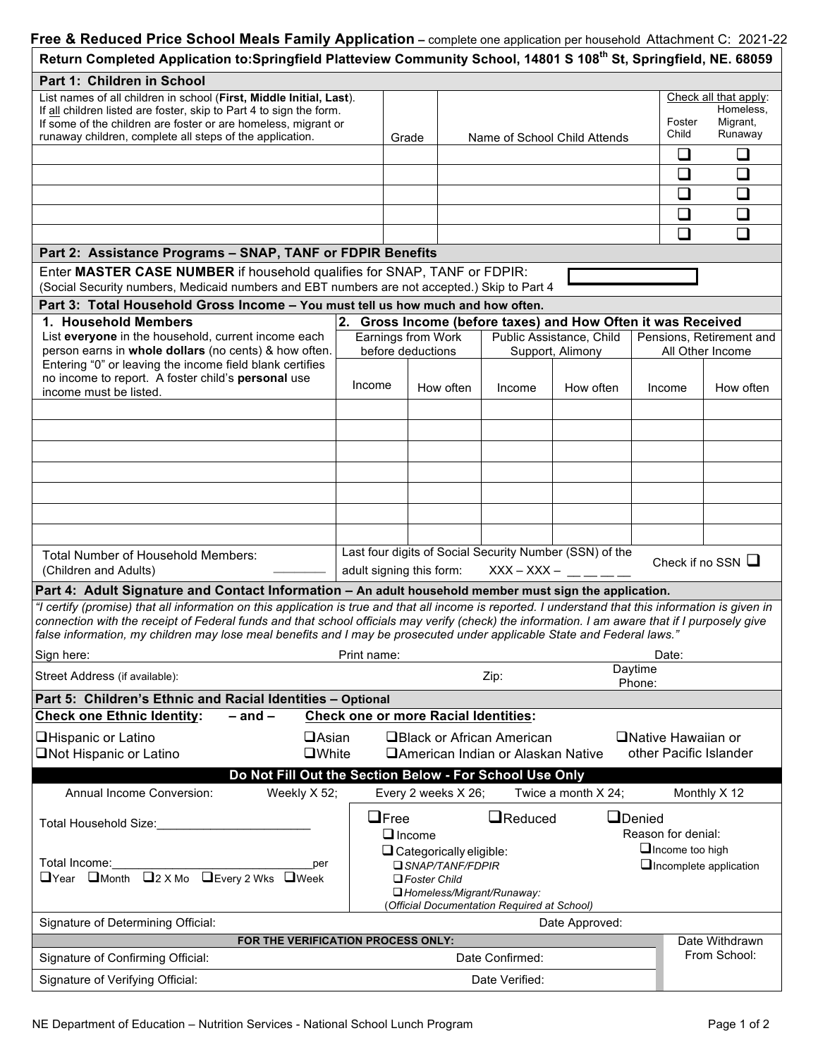**Free & Reduced Price School Meals Family Application** – complete one application per household Attachment C: 2021-22

**Return Completed Application to:Springfield Platteview Community School, 14801 S 108th St, Springfield, NE. 68059**

## Part 1: Children in School

| List names of all children in school (**First, Middle Initial, Last**). If all children listed are foster, skip to Part 4 to sign the form. If some of the children are foster or are homeless, migrant or runaway children, complete all steps of the application. | Grade | Name of School Child Attends | Check all that apply: Foster Child | Homeless, Migrant, Runaway |
|---|---|---|---|---|
| | | | ❑ | ❑ |
| | | | ❑ | ❑ |
| | | | ❑ | ❑ |
| | | | ❑ | ❑ |
| | | | ❑ | ❑ |

## Part 2: Assistance Programs – SNAP, TANF or FDPIR Benefits

Enter **MASTER CASE NUMBER** if household qualifies for SNAP, TANF or FDPIR: ____________

(Social Security numbers, Medicaid numbers and EBT numbers are not accepted.) Skip to Part 4

## Part 3: Total Household Gross Income – You must tell us how much and how often.

| **1. Household Members** List **everyone** in the household, current income each person earns in **whole dollars** (no cents) & how often. Entering "0" or leaving the income field blank certifies no income to report. A foster child's **personal** use income must be listed. | **2. Gross Income (before taxes) and How Often it was Received** Earnings from Work before deductions | | Public Assistance, Child Support, Alimony | | Pensions, Retirement and All Other Income | |
|---|---|---|---|---|---|---|
| | Income | How often | Income | How often | Income | How often |
| | | | | | | |
| | | | | | | |
| | | | | | | |
| | | | | | | |
| | | | | | | |
| | | | | | | |
| | | | | | | |

Total Number of Household Members: (Children and Adults) ________

Last four digits of Social Security Number (SSN) of the adult signing this form: XXX – XXX – __ __ __ __   Check if no SSN ❑

## Part 4: Adult Signature and Contact Information – An adult household member must sign the application.

*"I certify (promise) that all information on this application is true and that all income is reported. I understand that this information is given in connection with the receipt of Federal funds and that school officials may verify (check) the information. I am aware that if I purposely give false information, my children may lose meal benefits and I may be prosecuted under applicable State and Federal laws."*

Sign here: Print name: Date:

Street Address (if available): Zip: Daytime Phone:

## Part 5: Children's Ethnic and Racial Identities – Optional

**Check one Ethnic Identity:** – and – **Check one or more Racial Identities:**

- ❑Hispanic or Latino
- ❑Not Hispanic or Latino

- ❑Asian
- ❑White
- ❑Black or African American
- ❑American Indian or Alaskan Native
- ❑Native Hawaiian or other Pacific Islander

**Do Not Fill Out the Section Below - For School Use Only**

Annual Income Conversion: Weekly X 52; Every 2 weeks X 26; Twice a month X 24; Monthly X 12

Total Household Size:________________________

Total Income:________________________________per

❑Year ❑Month ❑2 X Mo ❑Every 2 Wks ❑Week

❑Free
- ❑ Income
- ❑ Categorically eligible:
  - ❑ *SNAP/TANF/FDPIR*
  - ❑ *Foster Child*
  - ❑ *Homeless/Migrant/Runaway:*

(*Official Documentation Required at School*)

❑Reduced

❑Denied

Reason for denial:
- ❑Income too high
- ❑Incomplete application

Signature of Determining Official: Date Approved:

**FOR THE VERIFICATION PROCESS ONLY:**

Signature of Confirming Official: Date Confirmed:

Signature of Verifying Official: Date Verified:

Date Withdrawn From School:

NE Department of Education – Nutrition Services - National School Lunch Program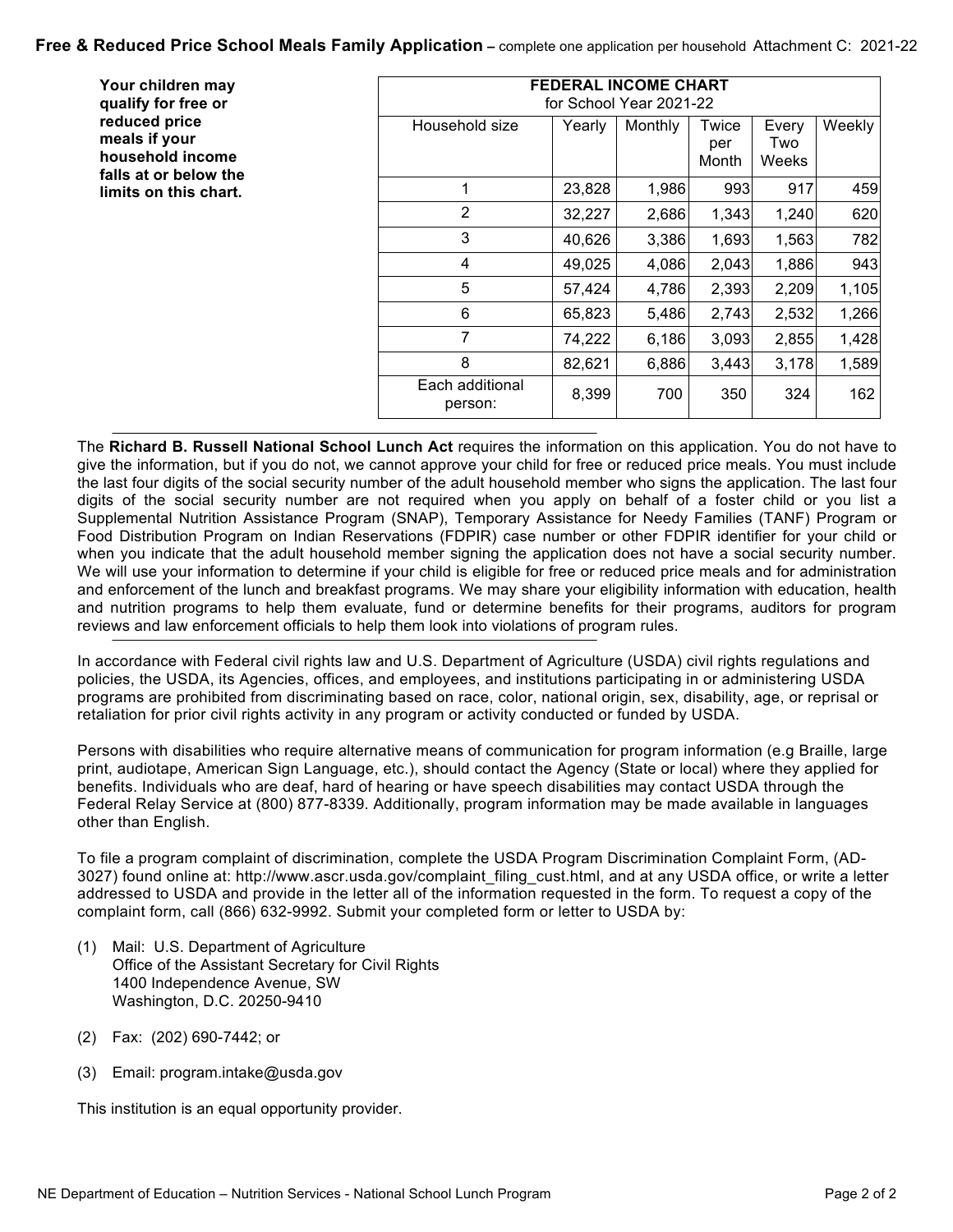**Free & Reduced Price School Meals Family Application** – complete one application per household Attachment C: 2021-22

**Your children may qualify for free or reduced price meals if your household income falls at or below the limits on this chart.**

| **FEDERAL INCOME CHART** for School Year 2021-22 | | | | | |
|---|---|---|---|---|---|
| Household size | Yearly | Monthly | Twice per Month | Every Two Weeks | Weekly |
| 1 | 23,828 | 1,986 | 993 | 917 | 459 |
| 2 | 32,227 | 2,686 | 1,343 | 1,240 | 620 |
| 3 | 40,626 | 3,386 | 1,693 | 1,563 | 782 |
| 4 | 49,025 | 4,086 | 2,043 | 1,886 | 943 |
| 5 | 57,424 | 4,786 | 2,393 | 2,209 | 1,105 |
| 6 | 65,823 | 5,486 | 2,743 | 2,532 | 1,266 |
| 7 | 74,222 | 6,186 | 3,093 | 2,855 | 1,428 |
| 8 | 82,621 | 6,886 | 3,443 | 3,178 | 1,589 |
| Each additional person: | 8,399 | 700 | 350 | 324 | 162 |

---

The **Richard B. Russell National School Lunch Act** requires the information on this application. You do not have to give the information, but if you do not, we cannot approve your child for free or reduced price meals. You must include the last four digits of the social security number of the adult household member who signs the application. The last four digits of the social security number are not required when you apply on behalf of a foster child or you list a Supplemental Nutrition Assistance Program (SNAP), Temporary Assistance for Needy Families (TANF) Program or Food Distribution Program on Indian Reservations (FDPIR) case number or other FDPIR identifier for your child or when you indicate that the adult household member signing the application does not have a social security number. We will use your information to determine if your child is eligible for free or reduced price meals and for administration and enforcement of the lunch and breakfast programs. We may share your eligibility information with education, health and nutrition programs to help them evaluate, fund or determine benefits for their programs, auditors for program reviews and law enforcement officials to help them look into violations of program rules.

---

In accordance with Federal civil rights law and U.S. Department of Agriculture (USDA) civil rights regulations and policies, the USDA, its Agencies, offices, and employees, and institutions participating in or administering USDA programs are prohibited from discriminating based on race, color, national origin, sex, disability, age, or reprisal or retaliation for prior civil rights activity in any program or activity conducted or funded by USDA.

Persons with disabilities who require alternative means of communication for program information (e.g Braille, large print, audiotape, American Sign Language, etc.), should contact the Agency (State or local) where they applied for benefits. Individuals who are deaf, hard of hearing or have speech disabilities may contact USDA through the Federal Relay Service at (800) 877-8339. Additionally, program information may be made available in languages other than English.

To file a program complaint of discrimination, complete the USDA Program Discrimination Complaint Form, (AD-3027) found online at: http://www.ascr.usda.gov/complaint_filing_cust.html, and at any USDA office, or write a letter addressed to USDA and provide in the letter all of the information requested in the form. To request a copy of the complaint form, call (866) 632-9992. Submit your completed form or letter to USDA by:

(1) Mail: U.S. Department of Agriculture
Office of the Assistant Secretary for Civil Rights
1400 Independence Avenue, SW
Washington, D.C. 20250-9410

(2) Fax: (202) 690-7442; or

(3) Email: program.intake@usda.gov

This institution is an equal opportunity provider.

NE Department of Education – Nutrition Services - National School Lunch Program